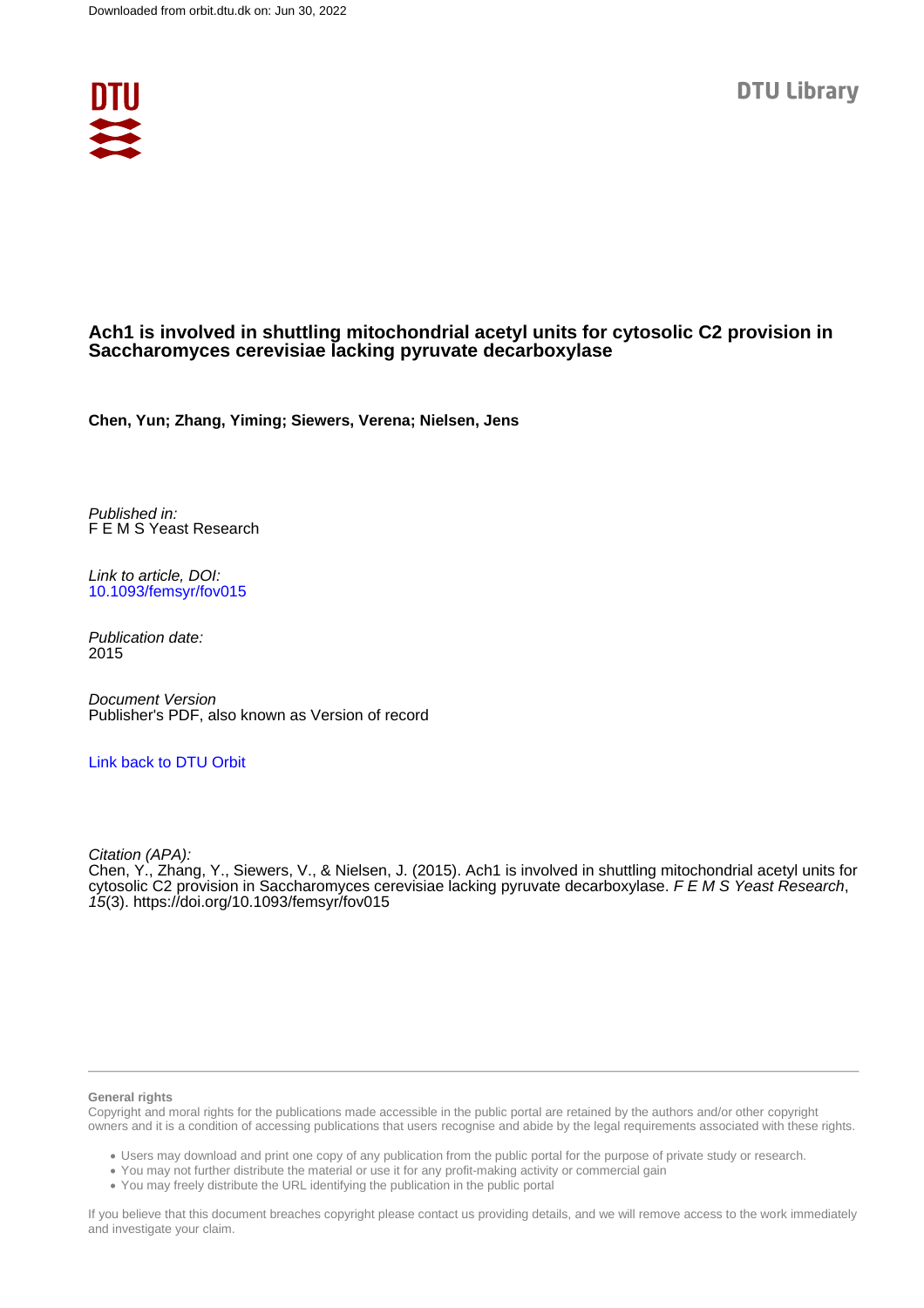Downloaded from orbit.dtu.dk on: Jun 30, 2022

DTU Library

# Ach1 is involved in shuttling mitochondrial acetyl units for cytosolic C2 provision in Saccharomyces cerevisiae lacking pyruvate decarboxylase

**Chen, Yun; Zhang, Yiming; Siewers, Verena; Nielsen, Jens**

*Published in:*
F E M S Yeast Research

*Link to article, DOI:*
10.1093/femsyr/fov015

*Publication date:*
2015

*Document Version*
Publisher's PDF, also known as Version of record

Link back to DTU Orbit

*Citation (APA):*
Chen, Y., Zhang, Y., Siewers, V., & Nielsen, J. (2015). Ach1 is involved in shuttling mitochondrial acetyl units for cytosolic C2 provision in Saccharomyces cerevisiae lacking pyruvate decarboxylase. *F E M S Yeast Research*, *15*(3). https://doi.org/10.1093/femsyr/fov015

**General rights**

Copyright and moral rights for the publications made accessible in the public portal are retained by the authors and/or other copyright owners and it is a condition of accessing publications that users recognise and abide by the legal requirements associated with these rights.

- Users may download and print one copy of any publication from the public portal for the purpose of private study or research.
- You may not further distribute the material or use it for any profit-making activity or commercial gain
- You may freely distribute the URL identifying the publication in the public portal

If you believe that this document breaches copyright please contact us providing details, and we will remove access to the work immediately and investigate your claim.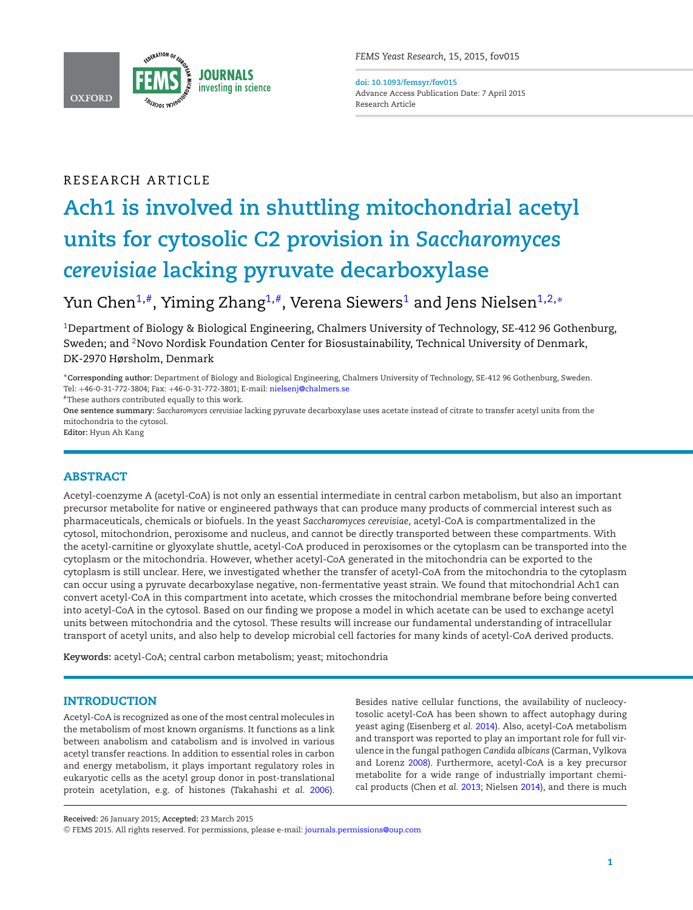RESEARCH ARTICLE

# Ach1 is involved in shuttling mitochondrial acetyl units for cytosolic C2 provision in *Saccharomyces cerevisiae* lacking pyruvate decarboxylase

Yun Chen[1,#], Yiming Zhang[1,#], Verena Siewers[1] and Jens Nielsen[1,2,*]

[1]Department of Biology & Biological Engineering, Chalmers University of Technology, SE-412 96 Gothenburg, Sweden; and [2]Novo Nordisk Foundation Center for Biosustainability, Technical University of Denmark, DK-2970 Hørsholm, Denmark

*Corresponding author: Department of Biology and Biological Engineering, Chalmers University of Technology, SE-412 96 Gothenburg, Sweden. Tel: +46-0-31-772-3804; Fax: +46-0-31-772-3801; E-mail: nielsenj@chalmers.se

#These authors contributed equally to this work.

**One sentence summary:** *Saccharomyces cerevisiae* lacking pyruvate decarboxylase uses acetate instead of citrate to transfer acetyl units from the mitochondria to the cytosol.

**Editor:** Hyun Ah Kang

## ABSTRACT

Acetyl-coenzyme A (acetyl-CoA) is not only an essential intermediate in central carbon metabolism, but also an important precursor metabolite for native or engineered pathways that can produce many products of commercial interest such as pharmaceuticals, chemicals or biofuels. In the yeast *Saccharomyces cerevisiae*, acetyl-CoA is compartmentalized in the cytosol, mitochondrion, peroxisome and nucleus, and cannot be directly transported between these compartments. With the acetyl-carnitine or glyoxylate shuttle, acetyl-CoA produced in peroxisomes or the cytoplasm can be transported into the cytoplasm or the mitochondria. However, whether acetyl-CoA generated in the mitochondria can be exported to the cytoplasm is still unclear. Here, we investigated whether the transfer of acetyl-CoA from the mitochondria to the cytoplasm can occur using a pyruvate decarboxylase negative, non-fermentative yeast strain. We found that mitochondrial Ach1 can convert acetyl-CoA in this compartment into acetate, which crosses the mitochondrial membrane before being converted into acetyl-CoA in the cytosol. Based on our finding we propose a model in which acetate can be used to exchange acetyl units between mitochondria and the cytosol. These results will increase our fundamental understanding of intracellular transport of acetyl units, and also help to develop microbial cell factories for many kinds of acetyl-CoA derived products.

**Keywords:** acetyl-CoA; central carbon metabolism; yeast; mitochondria

## INTRODUCTION

Acetyl-CoA is recognized as one of the most central molecules in the metabolism of most known organisms. It functions as a link between anabolism and catabolism and is involved in various acetyl transfer reactions. In addition to essential roles in carbon and energy metabolism, it plays important regulatory roles in eukaryotic cells as the acetyl group donor in post-translational protein acetylation, e.g. of histones (Takahashi *et al.* 2006). Besides native cellular functions, the availability of nucleocytosolic acetyl-CoA has been shown to affect autophagy during yeast aging (Eisenberg *et al.* 2014). Also, acetyl-CoA metabolism and transport was reported to play an important role for full virulence in the fungal pathogen *Candida albicans* (Carman, Vylkova and Lorenz 2008). Furthermore, acetyl-CoA is a key precursor metabolite for a wide range of industrially important chemical products (Chen *et al.* 2013; Nielsen 2014), and there is much

**Received:** 26 January 2015; **Accepted:** 23 March 2015

© FEMS 2015. All rights reserved. For permissions, please e-mail: journals.permissions@oup.com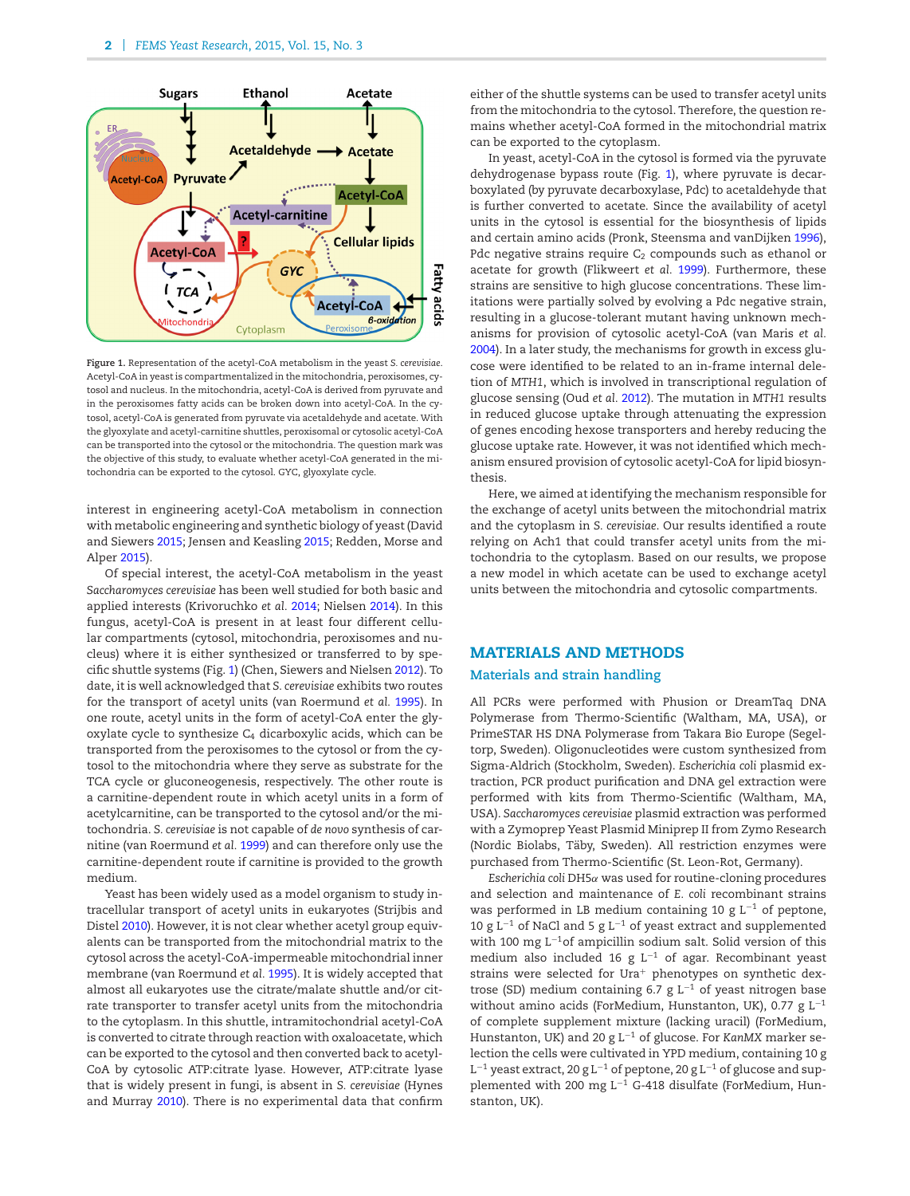Figure 1. Representation of the acetyl-CoA metabolism in the yeast *S. cerevisiae*. Acetyl-CoA in yeast is compartmentalized in the mitochondria, peroxisomes, cytosol and nucleus. In the mitochondria, acetyl-CoA is derived from pyruvate and in the peroxisomes fatty acids can be broken down into acetyl-CoA. In the cytosol, acetyl-CoA is generated from pyruvate via acetaldehyde and acetate. With the glyoxylate and acetyl-carnitine shuttles, peroxisomal or cytosolic acetyl-CoA can be transported into the cytosol or the mitochondria. The question mark was the objective of this study, to evaluate whether acetyl-CoA generated in the mitochondria can be exported to the cytosol. GYC, glyoxylate cycle.

interest in engineering acetyl-CoA metabolism in connection with metabolic engineering and synthetic biology of yeast (David and Siewers 2015; Jensen and Keasling 2015; Redden, Morse and Alper 2015).

Of special interest, the acetyl-CoA metabolism in the yeast *Saccharomyces cerevisiae* has been well studied for both basic and applied interests (Krivoruchko *et al.* 2014; Nielsen 2014). In this fungus, acetyl-CoA is present in at least four different cellular compartments (cytosol, mitochondria, peroxisomes and nucleus) where it is either synthesized or transferred to by specific shuttle systems (Fig. 1) (Chen, Siewers and Nielsen 2012). To date, it is well acknowledged that *S. cerevisiae* exhibits two routes for the transport of acetyl units (van Roermund *et al.* 1995). In one route, acetyl units in the form of acetyl-CoA enter the glyoxylate cycle to synthesize $C_4$ dicarboxylic acids, which can be transported from the peroxisomes to the cytosol or from the cytosol to the mitochondria where they serve as substrate for the TCA cycle or gluconeogenesis, respectively. The other route is a carnitine-dependent route in which acetyl units in a form of acetylcarnitine, can be transported to the cytosol and/or the mitochondria. *S. cerevisiae* is not capable of *de novo* synthesis of carnitine (van Roermund *et al.* 1999) and can therefore only use the carnitine-dependent route if carnitine is provided to the growth medium.

Yeast has been widely used as a model organism to study intracellular transport of acetyl units in eukaryotes (Strijbis and Distel 2010). However, it is not clear whether acetyl group equivalents can be transported from the mitochondrial matrix to the cytosol across the acetyl-CoA-impermeable mitochondrial inner membrane (van Roermund *et al.* 1995). It is widely accepted that almost all eukaryotes use the citrate/malate shuttle and/or citrate transporter to transfer acetyl units from the mitochondria to the cytoplasm. In this shuttle, intramitochondrial acetyl-CoA is converted to citrate through reaction with oxaloacetate, which can be exported to the cytosol and then converted back to acetyl-CoA by cytosolic ATP:citrate lyase. However, ATP:citrate lyase that is widely present in fungi, is absent in *S. cerevisiae* (Hynes and Murray 2010). There is no experimental data that confirm either of the shuttle systems can be used to transfer acetyl units from the mitochondria to the cytosol. Therefore, the question remains whether acetyl-CoA formed in the mitochondrial matrix can be exported to the cytoplasm.

In yeast, acetyl-CoA in the cytosol is formed via the pyruvate dehydrogenase bypass route (Fig. 1), where pyruvate is decarboxylated (by pyruvate decarboxylase, Pdc) to acetaldehyde that is further converted to acetate. Since the availability of acetyl units in the cytosol is essential for the biosynthesis of lipids and certain amino acids (Pronk, Steensma and vanDijken 1996), Pdc negative strains require $C_2$ compounds such as ethanol or acetate for growth (Flikweert *et al.* 1999). Furthermore, these strains are sensitive to high glucose concentrations. These limitations were partially solved by evolving a Pdc negative strain, resulting in a glucose-tolerant mutant having unknown mechanisms for provision of cytosolic acetyl-CoA (van Maris *et al.* 2004). In a later study, the mechanisms for growth in excess glucose were identified to be related to an in-frame internal deletion of *MTH1*, which is involved in transcriptional regulation of glucose sensing (Oud *et al.* 2012). The mutation in *MTH1* results in reduced glucose uptake through attenuating the expression of genes encoding hexose transporters and hereby reducing the glucose uptake rate. However, it was not identified which mechanism ensured provision of cytosolic acetyl-CoA for lipid biosynthesis.

Here, we aimed at identifying the mechanism responsible for the exchange of acetyl units between the mitochondrial matrix and the cytoplasm in *S. cerevisiae*. Our results identified a route relying on Ach1 that could transfer acetyl units from the mitochondria to the cytoplasm. Based on our results, we propose a new model in which acetate can be used to exchange acetyl units between the mitochondria and cytosolic compartments.

## MATERIALS AND METHODS

### Materials and strain handling

All PCRs were performed with Phusion or DreamTaq DNA Polymerase from Thermo-Scientific (Waltham, MA, USA), or PrimeSTAR HS DNA Polymerase from Takara Bio Europe (Segeltorp, Sweden). Oligonucleotides were custom synthesized from Sigma-Aldrich (Stockholm, Sweden). *Escherichia coli* plasmid extraction, PCR product purification and DNA gel extraction were performed with kits from Thermo-Scientific (Waltham, MA, USA). *Saccharomyces cerevisiae* plasmid extraction was performed with a Zymoprep Yeast Plasmid Miniprep II from Zymo Research (Nordic Biolabs, Täby, Sweden). All restriction enzymes were purchased from Thermo-Scientific (St. Leon-Rot, Germany).

*Escherichia coli* DH5$\alpha$ was used for routine-cloning procedures and selection and maintenance of *E. coli* recombinant strains was performed in LB medium containing 10 g $L^{-1}$ of peptone, 10 g $L^{-1}$ of NaCl and 5 g $L^{-1}$ of yeast extract and supplemented with 100 mg $L^{-1}$of ampicillin sodium salt. Solid version of this medium also included 16 g $L^{-1}$ of agar. Recombinant yeast strains were selected for $Ura^{+}$ phenotypes on synthetic dextrose (SD) medium containing 6.7 g $L^{-1}$ of yeast nitrogen base without amino acids (ForMedium, Hunstanton, UK), 0.77 g $L^{-1}$ of complete supplement mixture (lacking uracil) (ForMedium, Hunstanton, UK) and 20 g $L^{-1}$ of glucose. For *KanMX* marker selection the cells were cultivated in YPD medium, containing 10 g $L^{-1}$ yeast extract, 20 g $L^{-1}$ of peptone, 20 g $L^{-1}$ of glucose and supplemented with 200 mg $L^{-1}$ G-418 disulfate (ForMedium, Hunstanton, UK).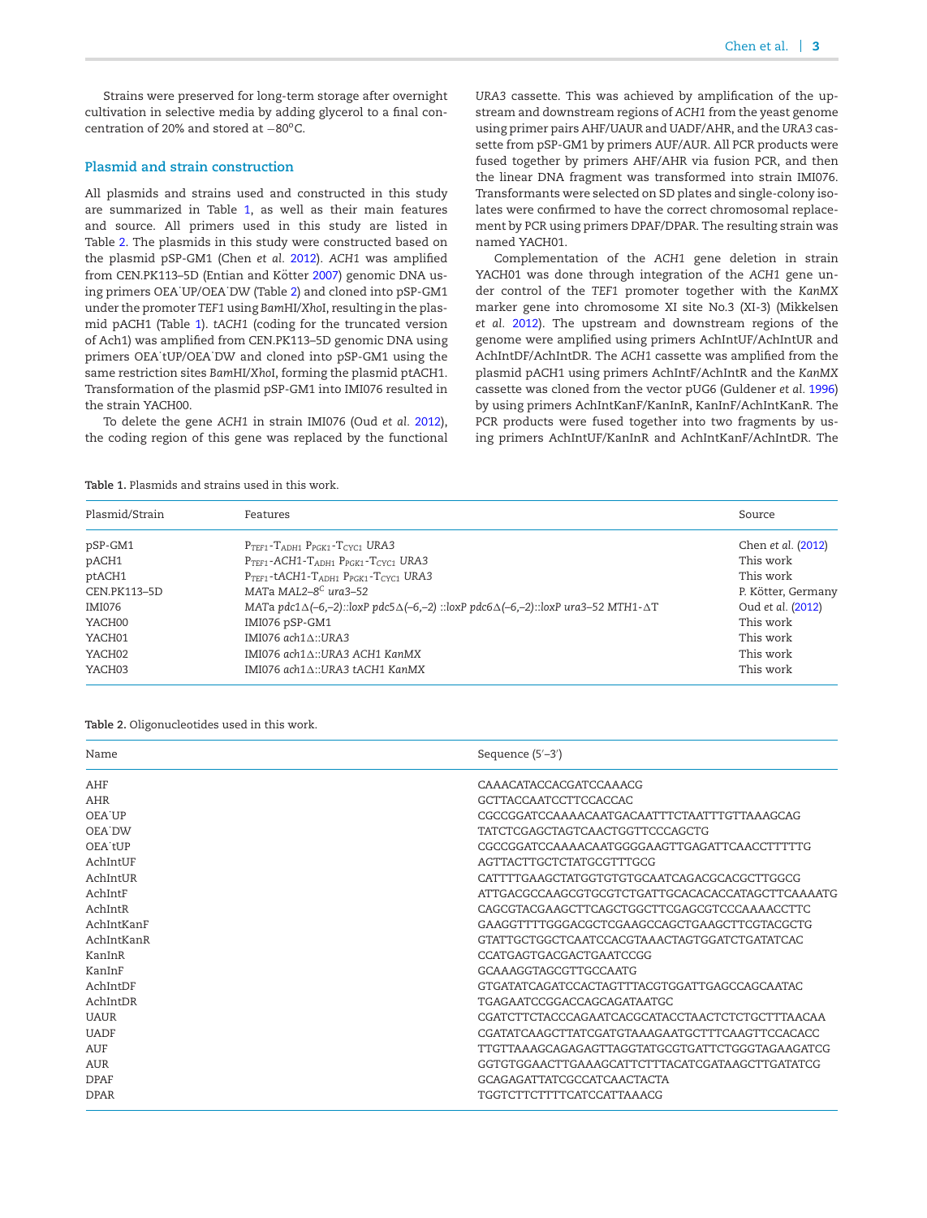Strains were preserved for long-term storage after overnight cultivation in selective media by adding glycerol to a final concentration of 20% and stored at −80°C.

### Plasmid and strain construction

All plasmids and strains used and constructed in this study are summarized in Table 1, as well as their main features and source. All primers used in this study are listed in Table 2. The plasmids in this study were constructed based on the plasmid pSP-GM1 (Chen *et al.* 2012). *ACH1* was amplified from CEN.PK113–5D (Entian and Kötter 2007) genomic DNA using primers OEA˙UP/OEA˙DW (Table 2) and cloned into pSP-GM1 under the promoter *TEF1* using *Bam*HI/*Xho*I, resulting in the plasmid pACH1 (Table 1). *tACH1* (coding for the truncated version of Ach1) was amplified from CEN.PK113–5D genomic DNA using primers OEA˙tUP/OEA˙DW and cloned into pSP-GM1 using the same restriction sites *Bam*HI/*Xho*I, forming the plasmid ptACH1. Transformation of the plasmid pSP-GM1 into IMI076 resulted in the strain YACH00.

To delete the gene *ACH1* in strain IMI076 (Oud *et al.* 2012), the coding region of this gene was replaced by the functional *URA3* cassette. This was achieved by amplification of the upstream and downstream regions of *ACH1* from the yeast genome using primer pairs AHF/UAUR and UADF/AHR, and the *URA3* cassette from pSP-GM1 by primers AUF/AUR. All PCR products were fused together by primers AHF/AHR via fusion PCR, and then the linear DNA fragment was transformed into strain IMI076. Transformants were selected on SD plates and single-colony isolates were confirmed to have the correct chromosomal replacement by PCR using primers DPAF/DPAR. The resulting strain was named YACH01.

Complementation of the *ACH1* gene deletion in strain YACH01 was done through integration of the *ACH1* gene under control of the *TEF1* promoter together with the *KanMX* marker gene into chromosome XI site No.3 (XI-3) (Mikkelsen *et al.* 2012). The upstream and downstream regions of the genome were amplified using primers AchIntUF/AchIntUR and AchIntDF/AchIntDR. The *ACH1* cassette was amplified from the plasmid pACH1 using primers AchIntF/AchIntR and the *KanMX* cassette was cloned from the vector pUG6 (Guldener *et al.* 1996) by using primers AchIntKanF/KanInR, KanInF/AchIntKanR. The PCR products were fused together into two fragments by using primers AchIntUF/KanInR and AchIntKanF/AchIntDR. The

**Table 1.** Plasmids and strains used in this work.

| Plasmid/Strain | Features | Source |
|---|---|---|
| pSP-GM1 | $P_{TEF1}$-$T_{ADH1}$ $P_{PGK1}$-$T_{CYC1}$ *URA3* | Chen *et al.* (2012) |
| pACH1 | $P_{TEF1}$-*ACH1*-$T_{ADH1}$ $P_{PGK1}$-$T_{CYC1}$ *URA3* | This work |
| ptACH1 | $P_{TEF1}$-*tACH1*-$T_{ADH1}$ $P_{PGK1}$-$T_{CYC1}$ *URA3* | This work |
| CEN.PK113–5D | *MAT*a *MAL2–8*$^{C}$ *ura3–52* | P. Kötter, Germany |
| IMI076 | *MAT*a *pdc1*Δ*(–6,–2)::loxP pdc5*Δ*(–6,–2) ::loxP pdc6*Δ*(–6,–2)::loxP ura3–52 MTH1-*ΔT | Oud *et al.* (2012) |
| YACH00 | IMI076 pSP-GM1 | This work |
| YACH01 | IMI076 *ach1*Δ*::URA3* | This work |
| YACH02 | IMI076 *ach1*Δ*::URA3 ACH1 KanMX* | This work |
| YACH03 | IMI076 *ach1*Δ*::URA3 tACH1 KanMX* | This work |

**Table 2.** Oligonucleotides used in this work.

| Name | Sequence (5′–3′) |
|---|---|
| AHF | CAAACATACCACGATCCAAACG |
| AHR | GCTTACCAATCCTTCCACCAC |
| OEA˙UP | CGCCGGATCCAAAACAATGACAATTTCTAATTTGTTAAAGCAG |
| OEA˙DW | TATCTCGAGCTAGTCAACTGGTTCCCAGCTG |
| OEA˙tUP | CGCCGGATCCAAAACAATGGGGAAGTTGAGATTCAACCTTTTTG |
| AchIntUF | AGTTACTTGCTCTATGCGTTTGCG |
| AchIntUR | CATTTTGAAGCTATGGTGTGTGCAATCAGACGCACGCTTGGCG |
| AchIntF | ATTGACGCCAAGCGTGCGTCTGATTGCACACACCATAGCTTCAAAATG |
| AchIntR | CAGCGTACGAAGCTTCAGCTGGCTTCGAGCGTCCCAAAACCTTC |
| AchIntKanF | GAAGGTTTTGGGACGCTCGAAGCCAGCTGAAGCTTCGTACGCTG |
| AchIntKanR | GTATTGCTGGCTCAATCCACGTAAACTAGTGGATCTGATATCAC |
| KanInR | CCATGAGTGACGACTGAATCCGG |
| KanInF | GCAAAGGTAGCGTTGCCAATG |
| AchIntDF | GTGATATCAGATCCACTAGTTTACGTGGATTGAGCCAGCAATAC |
| AchIntDR | TGAGAATCCGGACCAGCAGATAATGC |
| UAUR | CGATCTTCTACCCAGAATCACGCATACCTAACTCTCTGCTTTAACAA |
| UADF | CGATATCAAGCTTATCGATGTAAAGAATGCTTTCAAGTTCCACACC |
| AUF | TTGTTAAAGCAGAGAGTTAGGTATGCGTGATTCTGGGTAGAAGATCG |
| AUR | GGTGTGGAACTTGAAAGCATTCTTTACATCGATAAGCTTGATATCG |
| DPAF | GCAGAGATTATCGCCATCAACTACTA |
| DPAR | TGGTCTTCTTTTCATCCATTAAACG |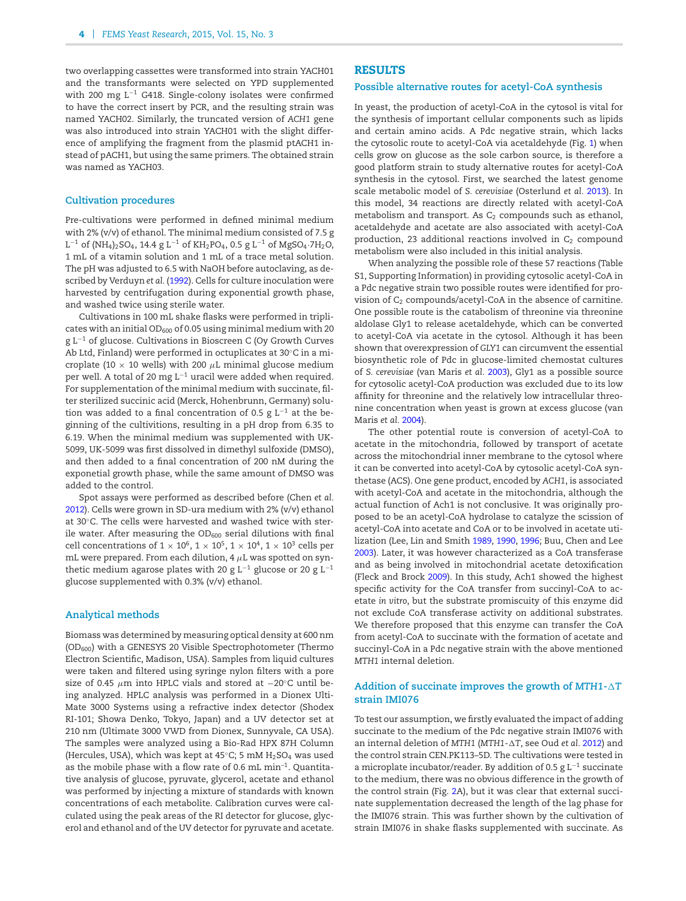two overlapping cassettes were transformed into strain YACH01 and the transformants were selected on YPD supplemented with 200 mg $L^{-1}$ G418. Single-colony isolates were confirmed to have the correct insert by PCR, and the resulting strain was named YACH02. Similarly, the truncated version of *ACH1* gene was also introduced into strain YACH01 with the slight difference of amplifying the fragment from the plasmid ptACH1 instead of pACH1, but using the same primers. The obtained strain was named as YACH03.

### Cultivation procedures

Pre-cultivations were performed in defined minimal medium with 2% (v/v) of ethanol. The minimal medium consisted of 7.5 g $L^{-1}$ of $(NH_4)_2SO_4$, 14.4 g $L^{-1}$ of $KH_2PO_4$, 0.5 g $L^{-1}$ of $MgSO_4{\cdot}7H_2O$, 1 mL of a vitamin solution and 1 mL of a trace metal solution. The pH was adjusted to 6.5 with NaOH before autoclaving, as described by Verduyn *et al.* (1992). Cells for culture inoculation were harvested by centrifugation during exponential growth phase, and washed twice using sterile water.

Cultivations in 100 mL shake flasks were performed in triplicates with an initial $OD_{600}$ of 0.05 using minimal medium with 20 g $L^{-1}$ of glucose. Cultivations in Bioscreen C (Oy Growth Curves Ab Ltd, Finland) were performed in octuplicates at 30°C in a microplate (10 × 10 wells) with 200 $\mu$L minimal glucose medium per well. A total of 20 mg $L^{-1}$ uracil were added when required. For supplementation of the minimal medium with succinate, filter sterilized succinic acid (Merck, Hohenbrunn, Germany) solution was added to a final concentration of 0.5 g $L^{-1}$ at the beginning of the cultivitions, resulting in a pH drop from 6.35 to 6.19. When the minimal medium was supplemented with UK-5099, UK-5099 was first dissolved in dimethyl sulfoxide (DMSO), and then added to a final concentration of 200 nM during the exponetial growth phase, while the same amount of DMSO was added to the control.

Spot assays were performed as described before (Chen *et al.* 2012). Cells were grown in SD-ura medium with 2% (v/v) ethanol at 30°C. The cells were harvested and washed twice with sterile water. After measuring the $OD_{600}$ serial dilutions with final cell concentrations of $1 \times 10^6$, $1 \times 10^5$, $1 \times 10^4$, $1 \times 10^3$ cells per mL were prepared. From each dilution, 4 $\mu$L was spotted on synthetic medium agarose plates with 20 g $L^{-1}$ glucose or 20 g $L^{-1}$ glucose supplemented with 0.3% (v/v) ethanol.

### Analytical methods

Biomass was determined by measuring optical density at 600 nm ($OD_{600}$) with a GENESYS 20 Visible Spectrophotometer (Thermo Electron Scientific, Madison, USA). Samples from liquid cultures were taken and filtered using syringe nylon filters with a pore size of 0.45 $\mu$m into HPLC vials and stored at −20°C until being analyzed. HPLC analysis was performed in a Dionex UltiMate 3000 Systems using a refractive index detector (Shodex RI-101; Showa Denko, Tokyo, Japan) and a UV detector set at 210 nm (Ultimate 3000 VWD from Dionex, Sunnyvale, CA USA). The samples were analyzed using a Bio-Rad HPX 87H Column (Hercules, USA), which was kept at 45°C; 5 mM $H_2SO_4$ was used as the mobile phase with a flow rate of 0.6 mL $min^{-1}$. Quantitative analysis of glucose, pyruvate, glycerol, acetate and ethanol was performed by injecting a mixture of standards with known concentrations of each metabolite. Calibration curves were calculated using the peak areas of the RI detector for glucose, glycerol and ethanol and of the UV detector for pyruvate and acetate.

## RESULTS

### Possible alternative routes for acetyl-CoA synthesis

In yeast, the production of acetyl-CoA in the cytosol is vital for the synthesis of important cellular components such as lipids and certain amino acids. A Pdc negative strain, which lacks the cytosolic route to acetyl-CoA via acetaldehyde (Fig. 1) when cells grow on glucose as the sole carbon source, is therefore a good platform strain to study alternative routes for acetyl-CoA synthesis in the cytosol. First, we searched the latest genome scale metabolic model of *S. cerevisiae* (Osterlund *et al.* 2013). In this model, 34 reactions are directly related with acetyl-CoA metabolism and transport. As $C_2$ compounds such as ethanol, acetaldehyde and acetate are also associated with acetyl-CoA production, 23 additional reactions involved in $C_2$ compound metabolism were also included in this initial analysis.

When analyzing the possible role of these 57 reactions (Table S1, Supporting Information) in providing cytosolic acetyl-CoA in a Pdc negative strain two possible routes were identified for provision of $C_2$ compounds/acetyl-CoA in the absence of carnitine. One possible route is the catabolism of threonine via threonine aldolase Gly1 to release acetaldehyde, which can be converted to acetyl-CoA via acetate in the cytosol. Although it has been shown that overexpression of *GLY1* can circumvent the essential biosynthetic role of Pdc in glucose-limited chemostat cultures of *S. cerevisiae* (van Maris *et al.* 2003), Gly1 as a possible source for cytosolic acetyl-CoA production was excluded due to its low affinity for threonine and the relatively low intracellular threonine concentration when yeast is grown at excess glucose (van Maris *et al.* 2004).

The other potential route is conversion of acetyl-CoA to acetate in the mitochondria, followed by transport of acetate across the mitochondrial inner membrane to the cytosol where it can be converted into acetyl-CoA by cytosolic acetyl-CoA synthetase (ACS). One gene product, encoded by *ACH1*, is associated with acetyl-CoA and acetate in the mitochondria, although the actual function of Ach1 is not conclusive. It was originally proposed to be an acetyl-CoA hydrolase to catalyze the scission of acetyl-CoA into acetate and CoA or to be involved in acetate utilization (Lee, Lin and Smith 1989, 1990, 1996; Buu, Chen and Lee 2003). Later, it was however characterized as a CoA transferase and as being involved in mitochondrial acetate detoxification (Fleck and Brock 2009). In this study, Ach1 showed the highest specific activity for the CoA transfer from succinyl-CoA to acetate *in vitro*, but the substrate promiscuity of this enzyme did not exclude CoA transferase activity on additional substrates. We therefore proposed that this enzyme can transfer the CoA from acetyl-CoA to succinate with the formation of acetate and succinyl-CoA in a Pdc negative strain with the above mentioned *MTH1* internal deletion.

### Addition of succinate improves the growth of *MTH1*-ΔT strain IMI076

To test our assumption, we firstly evaluated the impact of adding succinate to the medium of the Pdc negative strain IMI076 with an internal deletion of *MTH1* (*MTH1*-ΔT, see Oud *et al.* 2012) and the control strain CEN.PK113–5D. The cultivations were tested in a microplate incubator/reader. By addition of 0.5 g $L^{-1}$ succinate to the medium, there was no obvious difference in the growth of the control strain (Fig. 2A), but it was clear that external succinate supplementation decreased the length of the lag phase for the IMI076 strain. This was further shown by the cultivation of strain IMI076 in shake flasks supplemented with succinate. As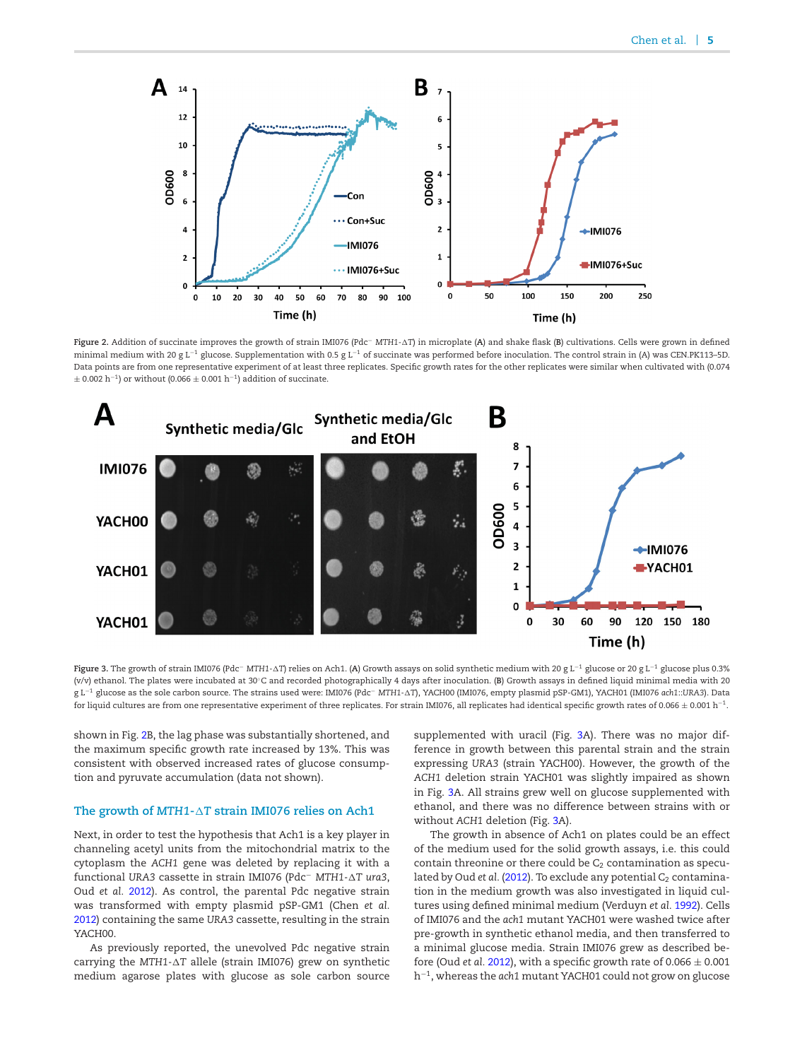Figure 2. Addition of succinate improves the growth of strain IMI076 (Pdc⁻ *MTH1*-ΔT) in microplate (A) and shake flask (B) cultivations. Cells were grown in defined minimal medium with 20 g $L^{-1}$ glucose. Supplementation with 0.5 g $L^{-1}$ of succinate was performed before inoculation. The control strain in (A) was CEN.PK113–5D. Data points are from one representative experiment of at least three replicates. Specific growth rates for the other replicates were similar when cultivated with (0.074 ± 0.002 $h^{-1}$) or without (0.066 ± 0.001 $h^{-1}$) addition of succinate.

Figure 3. The growth of strain IMI076 (Pdc⁻ *MTH1*-ΔT) relies on Ach1. (A) Growth assays on solid synthetic medium with 20 g $L^{-1}$ glucose or 20 g $L^{-1}$ glucose plus 0.3% (v/v) ethanol. The plates were incubated at 30°C and recorded photographically 4 days after inoculation. The strains used were: IMI076 (Pdc⁻ *MTH1*-ΔT), YACH00 (IMI076, empty plasmid pSP-GM1), YACH01 (IMI076 *ach1*::*URA3*). (B) Growth assays in defined liquid minimal media with 20 g $L^{-1}$ glucose as the sole carbon source. The strains used were: IMI076 (Pdc⁻ *MTH1*-ΔT), YACH00 (IMI076, empty plasmid pSP-GM1), YACH01 (IMI076 *ach1*::*URA3*). Data for liquid cultures are from one representative experiment of three replicates. For strain IMI076, all replicates had identical specific growth rates of 0.066 ± 0.001 $h^{-1}$.

shown in Fig. 2B, the lag phase was substantially shortened, and the maximum specific growth rate increased by 13%. This was consistent with observed increased rates of glucose consumption and pyruvate accumulation (data not shown).

## The growth of *MTH1*-ΔT strain IMI076 relies on Ach1

Next, in order to test the hypothesis that Ach1 is a key player in channeling acetyl units from the mitochondrial matrix to the cytoplasm the *ACH1* gene was deleted by replacing it with a functional *URA3* cassette in strain IMI076 (Pdc⁻ *MTH1*-ΔT *ura3*, Oud *et al.* 2012). As control, the parental Pdc negative strain was transformed with empty plasmid pSP-GM1 (Chen *et al.* 2012) containing the same *URA3* cassette, resulting in the strain YACH00.

As previously reported, the unevolved Pdc negative strain carrying the *MTH1*-ΔT allele (strain IMI076) grew on synthetic medium agarose plates with glucose as sole carbon source supplemented with uracil (Fig. 3A). There was no major difference in growth between this parental strain and the strain expressing *URA3* (strain YACH00). However, the growth of the *ACH1* deletion strain YACH01 was slightly impaired as shown in Fig. 3A. All strains grew well on glucose supplemented with ethanol, and there was no difference between strains with or without *ACH1* deletion (Fig. 3A).

The growth in absence of Ach1 on plates could be an effect of the medium used for the solid growth assays, i.e. this could contain threonine or there could be $C_2$ contamination as speculated by Oud *et al.* (2012). To exclude any potential $C_2$ contamination in the medium growth was also investigated in liquid cultures using defined minimal medium (Verduyn *et al.* 1992). Cells of IMI076 and the *ach1* mutant YACH01 were washed twice after pre-growth in synthetic ethanol media, and then transferred to a minimal glucose media. Strain IMI076 grew as described before (Oud *et al.* 2012), with a specific growth rate of 0.066 ± 0.001 $h^{-1}$, whereas the *ach1* mutant YACH01 could not grow on glucose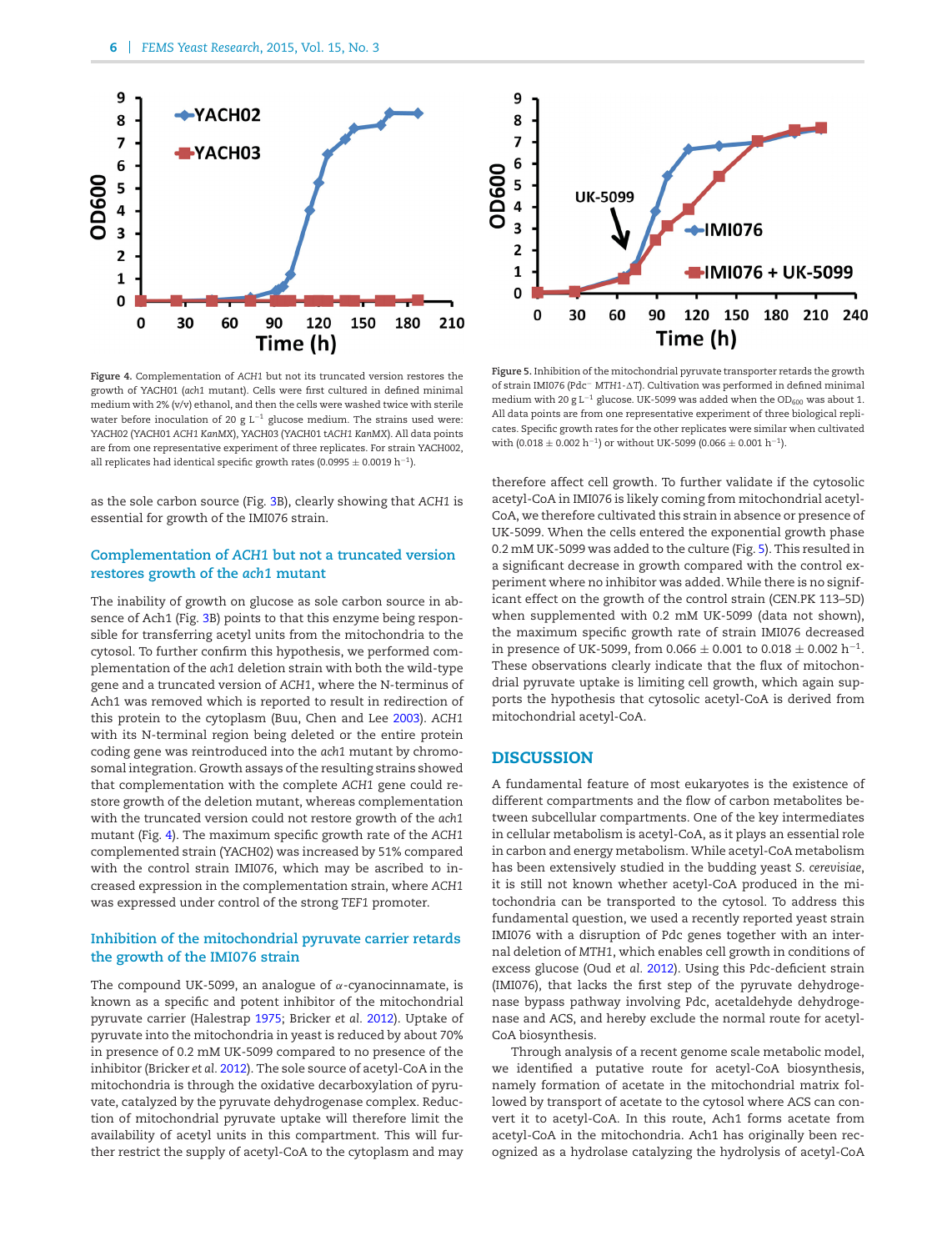Figure 4. Complementation of *ACH1* but not its truncated version restores the growth of YACH01 (*ach1* mutant). Cells were first cultured in defined minimal medium with 2% (v/v) ethanol, and then the cells were washed twice with sterile water before inoculation of 20 g $L^{-1}$ glucose medium. The strains used were: YACH02 (YACH01 *ACH1 KanMX*), YACH03 (YACH01 t*ACH1 KanMX*). All data points are from one representative experiment of three replicates. For strain YACH002, all replicates had identical specific growth rates ($0.0995 \pm 0.0019$ $h^{-1}$).

Figure 5. Inhibition of the mitochondrial pyruvate transporter retards the growth of strain IMI076 ($Pdc^{-}$ *MTH1-ΔT*). Cultivation was performed in defined minimal medium with 20 g $L^{-1}$ glucose. UK-5099 was added when the $OD_{600}$ was about 1. All data points are from one representative experiment of three biological replicates. Specific growth rates for the other replicates were similar when cultivated with ($0.018 \pm 0.002$ $h^{-1}$) or without UK-5099 ($0.066 \pm 0.001$ $h^{-1}$).

as the sole carbon source (Fig. 3B), clearly showing that *ACH1* is essential for growth of the IMI076 strain.

### Complementation of *ACH1* but not a truncated version restores growth of the *ach1* mutant

The inability of growth on glucose as sole carbon source in absence of Ach1 (Fig. 3B) points to that this enzyme being responsible for transferring acetyl units from the mitochondria to the cytosol. To further confirm this hypothesis, we performed complementation of the *ach1* deletion strain with both the wild-type gene and a truncated version of *ACH1*, where the N-terminus of Ach1 was removed which is reported to result in redirection of this protein to the cytoplasm (Buu, Chen and Lee 2003). *ACH1* with its N-terminal region being deleted or the entire protein coding gene was reintroduced into the *ach1* mutant by chromosomal integration. Growth assays of the resulting strains showed that complementation with the complete *ACH1* gene could restore growth of the deletion mutant, whereas complementation with the truncated version could not restore growth of the *ach1* mutant (Fig. 4). The maximum specific growth rate of the *ACH1* complemented strain (YACH02) was increased by 51% compared with the control strain IMI076, which may be ascribed to increased expression in the complementation strain, where *ACH1* was expressed under control of the strong *TEF1* promoter.

### Inhibition of the mitochondrial pyruvate carrier retards the growth of the IMI076 strain

The compound UK-5099, an analogue of $\alpha$-cyanocinnamate, is known as a specific and potent inhibitor of the mitochondrial pyruvate carrier (Halestrap 1975; Bricker *et al.* 2012). Uptake of pyruvate into the mitochondria in yeast is reduced by about 70% in presence of 0.2 mM UK-5099 compared to no presence of the inhibitor (Bricker *et al.* 2012). The sole source of acetyl-CoA in the mitochondria is through the oxidative decarboxylation of pyruvate, catalyzed by the pyruvate dehydrogenase complex. Reduction of mitochondrial pyruvate uptake will therefore limit the availability of acetyl units in this compartment. This will further restrict the supply of acetyl-CoA to the cytoplasm and may therefore affect cell growth. To further validate if the cytosolic acetyl-CoA in IMI076 is likely coming from mitochondrial acetyl-CoA, we therefore cultivated this strain in absence or presence of UK-5099. When the cells entered the exponential growth phase 0.2 mM UK-5099 was added to the culture (Fig. 5). This resulted in a significant decrease in growth compared with the control experiment where no inhibitor was added. While there is no significant effect on the growth of the control strain (CEN.PK 113–5D) when supplemented with 0.2 mM UK-5099 (data not shown), the maximum specific growth rate of strain IMI076 decreased in presence of UK-5099, from $0.066 \pm 0.001$ to $0.018 \pm 0.002$ $h^{-1}$. These observations clearly indicate that the flux of mitochondrial pyruvate uptake is limiting cell growth, which again supports the hypothesis that cytosolic acetyl-CoA is derived from mitochondrial acetyl-CoA.

## DISCUSSION

A fundamental feature of most eukaryotes is the existence of different compartments and the flow of carbon metabolites between subcellular compartments. One of the key intermediates in cellular metabolism is acetyl-CoA, as it plays an essential role in carbon and energy metabolism. While acetyl-CoA metabolism has been extensively studied in the budding yeast *S. cerevisiae*, it is still not known whether acetyl-CoA produced in the mitochondria can be transported to the cytosol. To address this fundamental question, we used a recently reported yeast strain IMI076 with a disruption of Pdc genes together with an internal deletion of *MTH1*, which enables cell growth in conditions of excess glucose (Oud *et al.* 2012). Using this Pdc-deficient strain (IMI076), that lacks the first step of the pyruvate dehydrogenase bypass pathway involving Pdc, acetaldehyde dehydrogenase and ACS, and hereby exclude the normal route for acetyl-CoA biosynthesis.

Through analysis of a recent genome scale metabolic model, we identified a putative route for acetyl-CoA biosynthesis, namely formation of acetate in the mitochondrial matrix followed by transport of acetate to the cytosol where ACS can convert it to acetyl-CoA. In this route, Ach1 forms acetate from acetyl-CoA in the mitochondria. Ach1 has originally been recognized as a hydrolase catalyzing the hydrolysis of acetyl-CoA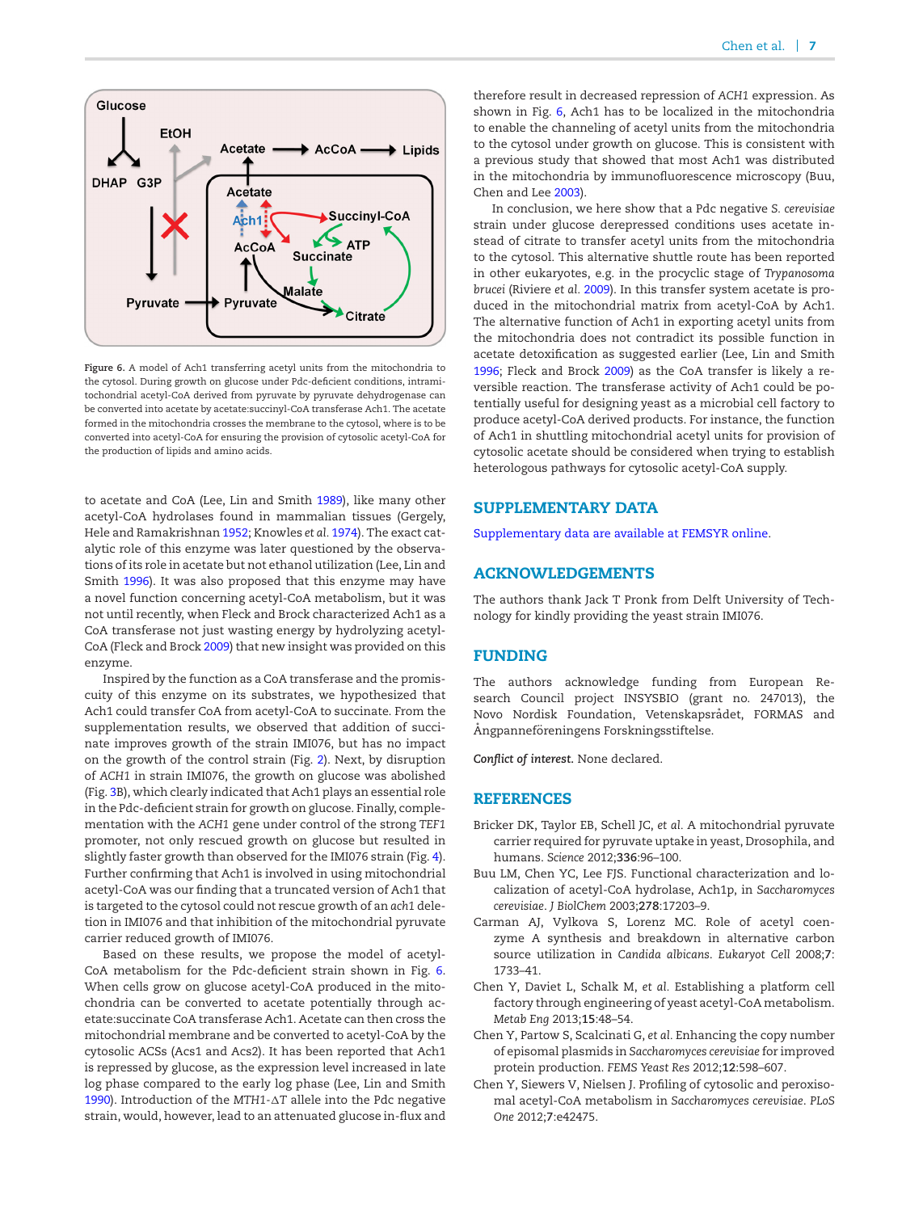Figure 6. A model of Ach1 transferring acetyl units from the mitochondria to the cytosol. During growth on glucose under Pdc-deficient conditions, intramitochondrial acetyl-CoA derived from pyruvate by pyruvate dehydrogenase can be converted into acetate by acetate:succinyl-CoA transferase Ach1. The acetate formed in the mitochondria crosses the membrane to the cytosol, where is to be converted into acetyl-CoA for ensuring the provision of cytosolic acetyl-CoA for the production of lipids and amino acids.

to acetate and CoA (Lee, Lin and Smith 1989), like many other acetyl-CoA hydrolases found in mammalian tissues (Gergely, Hele and Ramakrishnan 1952; Knowles *et al.* 1974). The exact catalytic role of this enzyme was later questioned by the observations of its role in acetate but not ethanol utilization (Lee, Lin and Smith 1996). It was also proposed that this enzyme may have a novel function concerning acetyl-CoA metabolism, but it was not until recently, when Fleck and Brock characterized Ach1 as a CoA transferase not just wasting energy by hydrolyzing acetyl-CoA (Fleck and Brock 2009) that new insight was provided on this enzyme.

Inspired by the function as a CoA transferase and the promiscuity of this enzyme on its substrates, we hypothesized that Ach1 could transfer CoA from acetyl-CoA to succinate. From the supplementation results, we observed that addition of succinate improves growth of the strain IMI076, but has no impact on the growth of the control strain (Fig. 2). Next, by disruption of *ACH1* in strain IMI076, the growth on glucose was abolished (Fig. 3B), which clearly indicated that Ach1 plays an essential role in the Pdc-deficient strain for growth on glucose. Finally, complementation with the *ACH1* gene under control of the strong *TEF1* promoter, not only rescued growth on glucose but resulted in slightly faster growth than observed for the IMI076 strain (Fig. 4). Further confirming that Ach1 is involved in using mitochondrial acetyl-CoA was our finding that a truncated version of Ach1 that is targeted to the cytosol could not rescue growth of an *ach1* deletion in IMI076 and that inhibition of the mitochondrial pyruvate carrier reduced growth of IMI076.

Based on these results, we propose the model of acetyl-CoA metabolism for the Pdc-deficient strain shown in Fig. 6. When cells grow on glucose acetyl-CoA produced in the mitochondria can be converted to acetate potentially through acetate:succinate CoA transferase Ach1. Acetate can then cross the mitochondrial membrane and be converted to acetyl-CoA by the cytosolic ACSs (Acs1 and Acs2). It has been reported that Ach1 is repressed by glucose, as the expression level increased in late log phase compared to the early log phase (Lee, Lin and Smith 1990). Introduction of the *MTH1*-ΔT allele into the Pdc negative strain, would, however, lead to an attenuated glucose in-flux and therefore result in decreased repression of *ACH1* expression. As shown in Fig. 6, Ach1 has to be localized in the mitochondria to enable the channeling of acetyl units from the mitochondria to the cytosol under growth on glucose. This is consistent with a previous study that showed that most Ach1 was distributed in the mitochondria by immunofluorescence microscopy (Buu, Chen and Lee 2003).

In conclusion, we here show that a Pdc negative *S. cerevisiae* strain under glucose derepressed conditions uses acetate instead of citrate to transfer acetyl units from the mitochondria to the cytosol. This alternative shuttle route has been reported in other eukaryotes, e.g. in the procyclic stage of *Trypanosoma brucei* (Riviere *et al.* 2009). In this transfer system acetate is produced in the mitochondrial matrix from acetyl-CoA by Ach1. The alternative function of Ach1 in exporting acetyl units from the mitochondria does not contradict its possible function in acetate detoxification as suggested earlier (Lee, Lin and Smith 1996; Fleck and Brock 2009) as the CoA transfer is likely a reversible reaction. The transferase activity of Ach1 could be potentially useful for designing yeast as a microbial cell factory to produce acetyl-CoA derived products. For instance, the function of Ach1 in shuttling mitochondrial acetyl units for provision of cytosolic acetate should be considered when trying to establish heterologous pathways for cytosolic acetyl-CoA supply.

## SUPPLEMENTARY DATA

Supplementary data are available at FEMSYR online.

## ACKNOWLEDGEMENTS

The authors thank Jack T Pronk from Delft University of Technology for kindly providing the yeast strain IMI076.

## FUNDING

The authors acknowledge funding from European Research Council project INSYSBIO (grant no. 247013), the Novo Nordisk Foundation, Vetenskapsrådet, FORMAS and Ångpanneföreningens Forskningsstiftelse.

*Conflict of interest.* None declared.

## REFERENCES

Bricker DK, Taylor EB, Schell JC, *et al.* A mitochondrial pyruvate carrier required for pyruvate uptake in yeast, Drosophila, and humans. *Science* 2012;**336**:96–100.

Buu LM, Chen YC, Lee FJS. Functional characterization and localization of acetyl-CoA hydrolase, Ach1p, in *Saccharomyces cerevisiae*. *J BiolChem* 2003;**278**:17203–9.

Carman AJ, Vylkova S, Lorenz MC. Role of acetyl coenzyme A synthesis and breakdown in alternative carbon source utilization in *Candida albicans*. *Eukaryot Cell* 2008;**7**:1733–41.

Chen Y, Daviet L, Schalk M, *et al.* Establishing a platform cell factory through engineering of yeast acetyl-CoA metabolism. *Metab Eng* 2013;**15**:48–54.

Chen Y, Partow S, Scalcinati G, *et al.* Enhancing the copy number of episomal plasmids in *Saccharomyces cerevisiae* for improved protein production. *FEMS Yeast Res* 2012;**12**:598–607.

Chen Y, Siewers V, Nielsen J. Profiling of cytosolic and peroxisomal acetyl-CoA metabolism in *Saccharomyces cerevisiae*. *PLoS One* 2012;**7**:e42475.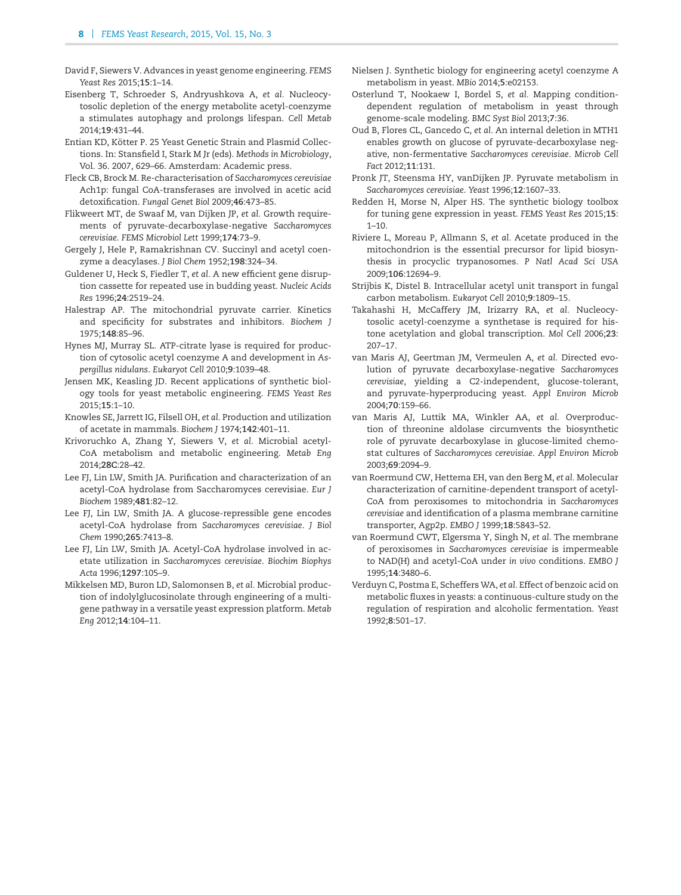David F, Siewers V. Advances in yeast genome engineering. *FEMS Yeast Res* 2015;**15**:1–14.

Eisenberg T, Schroeder S, Andryushkova A, *et al.* Nucleocytosolic depletion of the energy metabolite acetyl-coenzyme a stimulates autophagy and prolongs lifespan. *Cell Metab* 2014;**19**:431–44.

Entian KD, Kötter P. 25 Yeast Genetic Strain and Plasmid Collections. In: Stansfield I, Stark M Jr (eds). *Methods in Microbiology*, Vol. 36. 2007, 629–66. Amsterdam: Academic press.

Fleck CB, Brock M. Re-characterisation of *Saccharomyces cerevisiae* Ach1p: fungal CoA-transferases are involved in acetic acid detoxification. *Fungal Genet Biol* 2009;**46**:473–85.

Flikweert MT, de Swaaf M, van Dijken JP, *et al.* Growth requirements of pyruvate-decarboxylase-negative *Saccharomyces cerevisiae*. *FEMS Microbiol Lett* 1999;**174**:73–9.

Gergely J, Hele P, Ramakrishnan CV. Succinyl and acetyl coenzyme a deacylases. *J Biol Chem* 1952;**198**:324–34.

Guldener U, Heck S, Fiedler T, *et al.* A new efficient gene disruption cassette for repeated use in budding yeast. *Nucleic Acids Res* 1996;**24**:2519–24.

Halestrap AP. The mitochondrial pyruvate carrier. Kinetics and specificity for substrates and inhibitors. *Biochem J* 1975;**148**:85–96.

Hynes MJ, Murray SL. ATP-citrate lyase is required for production of cytosolic acetyl coenzyme A and development in *Aspergillus nidulans*. *Eukaryot Cell* 2010;**9**:1039–48.

Jensen MK, Keasling JD. Recent applications of synthetic biology tools for yeast metabolic engineering. *FEMS Yeast Res* 2015;**15**:1–10.

Knowles SE, Jarrett IG, Filsell OH, *et al.* Production and utilization of acetate in mammals. *Biochem J* 1974;**142**:401–11.

Krivoruchko A, Zhang Y, Siewers V, *et al.* Microbial acetyl-CoA metabolism and metabolic engineering. *Metab Eng* 2014;**28C**:28–42.

Lee FJ, Lin LW, Smith JA. Purification and characterization of an acetyl-CoA hydrolase from Saccharomyces cerevisiae. *Eur J Biochem* 1989;**481**:82–12.

Lee FJ, Lin LW, Smith JA. A glucose-repressible gene encodes acetyl-CoA hydrolase from *Saccharomyces cerevisiae*. *J Biol Chem* 1990;**265**:7413–8.

Lee FJ, Lin LW, Smith JA. Acetyl-CoA hydrolase involved in acetate utilization in *Saccharomyces cerevisiae*. *Biochim Biophys Acta* 1996;**1297**:105–9.

Mikkelsen MD, Buron LD, Salomonsen B, *et al.* Microbial production of indolylglucosinolate through engineering of a multigene pathway in a versatile yeast expression platform. *Metab Eng* 2012;**14**:104–11.

Nielsen J. Synthetic biology for engineering acetyl coenzyme A metabolism in yeast. *MBio* 2014;**5**:e02153.

Osterlund T, Nookaew I, Bordel S, *et al.* Mapping condition-dependent regulation of metabolism in yeast through genome-scale modeling. *BMC Syst Biol* 2013;**7**:36.

Oud B, Flores CL, Gancedo C, *et al.* An internal deletion in MTH1 enables growth on glucose of pyruvate-decarboxylase negative, non-fermentative *Saccharomyces cerevisiae*. *Microb Cell Fact* 2012;**11**:131.

Pronk JT, Steensma HY, vanDijken JP. Pyruvate metabolism in *Saccharomyces cerevisiae*. *Yeast* 1996;**12**:1607–33.

Redden H, Morse N, Alper HS. The synthetic biology toolbox for tuning gene expression in yeast. *FEMS Yeast Res* 2015;**15**: 1–10.

Riviere L, Moreau P, Allmann S, *et al.* Acetate produced in the mitochondrion is the essential precursor for lipid biosynthesis in procyclic trypanosomes. *P Natl Acad Sci USA* 2009;**106**:12694–9.

Strijbis K, Distel B. Intracellular acetyl unit transport in fungal carbon metabolism. *Eukaryot Cell* 2010;**9**:1809–15.

Takahashi H, McCaffery JM, Irizarry RA, *et al.* Nucleocytosolic acetyl-coenzyme a synthetase is required for histone acetylation and global transcription. *Mol Cell* 2006;**23**: 207–17.

van Maris AJ, Geertman JM, Vermeulen A, *et al.* Directed evolution of pyruvate decarboxylase-negative *Saccharomyces cerevisiae*, yielding a C2-independent, glucose-tolerant, and pyruvate-hyperproducing yeast. *Appl Environ Microb* 2004;**70**:159–66.

van Maris AJ, Luttik MA, Winkler AA, *et al.* Overproduction of threonine aldolase circumvents the biosynthetic role of pyruvate decarboxylase in glucose-limited chemostat cultures of *Saccharomyces cerevisiae*. *Appl Environ Microb* 2003;**69**:2094–9.

van Roermund CW, Hettema EH, van den Berg M, *et al.* Molecular characterization of carnitine-dependent transport of acetyl-CoA from peroxisomes to mitochondria in *Saccharomyces cerevisiae* and identification of a plasma membrane carnitine transporter, Agp2p. *EMBO J* 1999;**18**:5843–52.

van Roermund CWT, Elgersma Y, Singh N, *et al.* The membrane of peroxisomes in *Saccharomyces cerevisiae* is impermeable to NAD(H) and acetyl-CoA under *in vivo* conditions. *EMBO J* 1995;**14**:3480–6.

Verduyn C, Postma E, Scheffers WA, *et al.* Effect of benzoic acid on metabolic fluxes in yeasts: a continuous-culture study on the regulation of respiration and alcoholic fermentation. *Yeast* 1992;**8**:501–17.